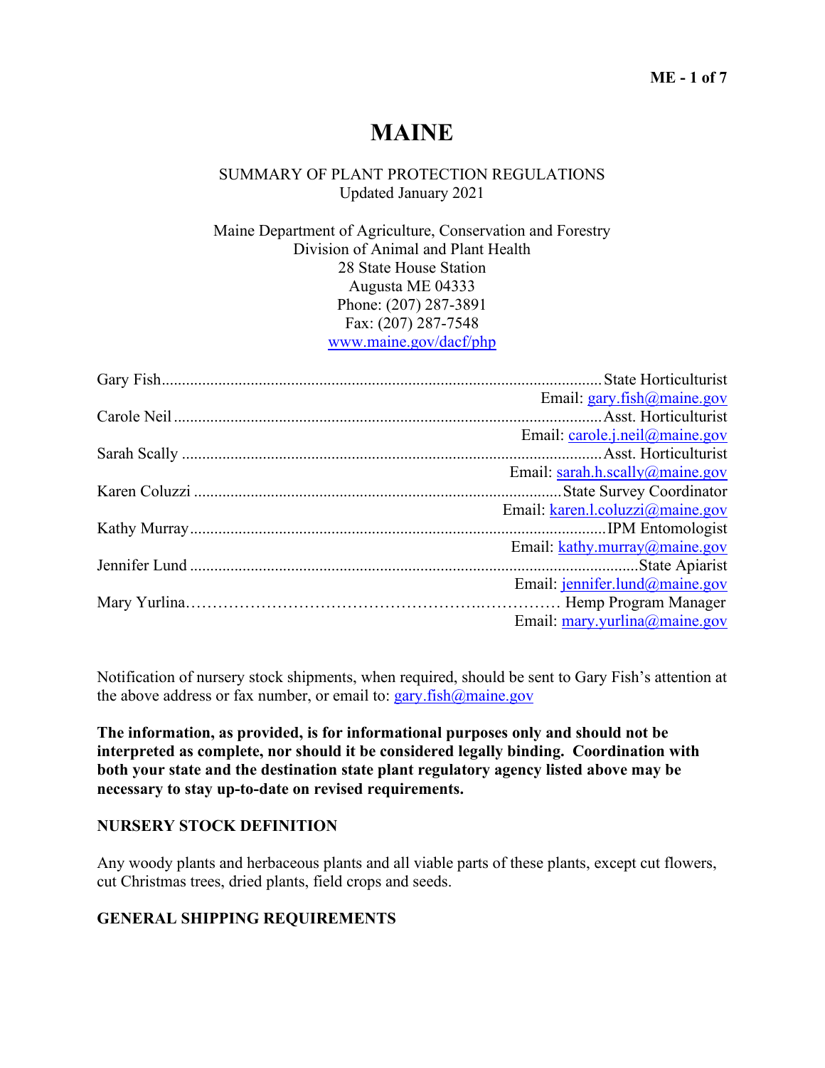# MAINE

SUMMARY OF PLANT PROTECTION REGULATIONS
Updated January 2021

Maine Department of Agriculture, Conservation and Forestry
Division of Animal and Plant Health
28 State House Station
Augusta ME 04333
Phone: (207) 287-3891
Fax: (207) 287-7548
www.maine.gov/dacf/php

Gary Fish.......................................................................................... State Horticulturist
Email: gary.fish@maine.gov

Carole Neil........................................................................................ Asst. Horticulturist
Email: carole.j.neil@maine.gov

Sarah Scally...................................................................................... Asst. Horticulturist
Email: sarah.h.scally@maine.gov

Karen Coluzzi.................................................................................. State Survey Coordinator
Email: karen.l.coluzzi@maine.gov

Kathy Murray.................................................................................... IPM Entomologist
Email: kathy.murray@maine.gov

Jennifer Lund.................................................................................... State Apiarist
Email: jennifer.lund@maine.gov

Mary Yurlina.................................................................................... Hemp Program Manager
Email: mary.yurlina@maine.gov

Notification of nursery stock shipments, when required, should be sent to Gary Fish's attention at the above address or fax number, or email to: gary.fish@maine.gov

**The information, as provided, is for informational purposes only and should not be interpreted as complete, nor should it be considered legally binding. Coordination with both your state and the destination state plant regulatory agency listed above may be necessary to stay up-to-date on revised requirements.**

## NURSERY STOCK DEFINITION

Any woody plants and herbaceous plants and all viable parts of these plants, except cut flowers, cut Christmas trees, dried plants, field crops and seeds.

## GENERAL SHIPPING REQUIREMENTS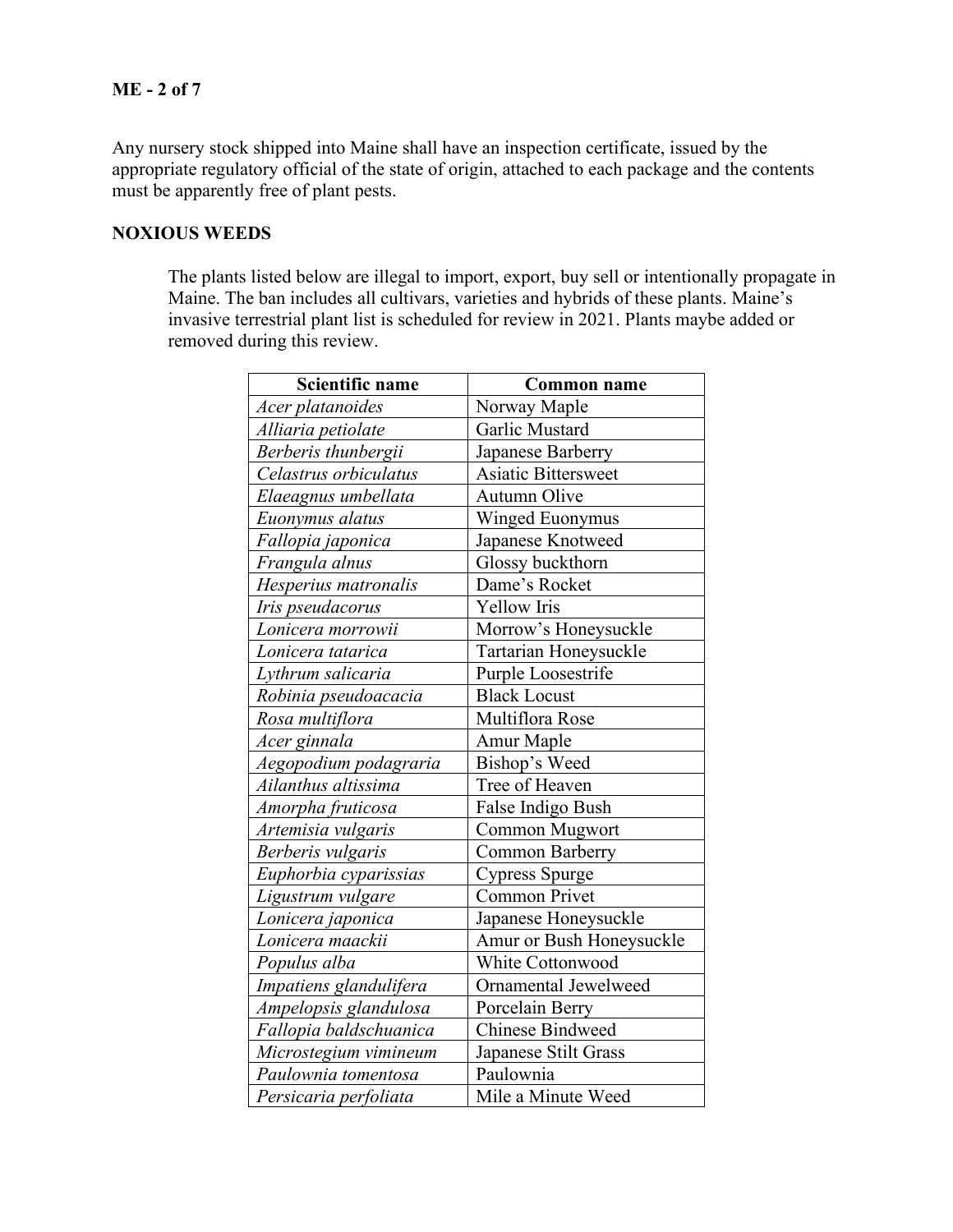Any nursery stock shipped into Maine shall have an inspection certificate, issued by the appropriate regulatory official of the state of origin, attached to each package and the contents must be apparently free of plant pests.

## NOXIOUS WEEDS

The plants listed below are illegal to import, export, buy sell or intentionally propagate in Maine. The ban includes all cultivars, varieties and hybrids of these plants. Maine's invasive terrestrial plant list is scheduled for review in 2021. Plants maybe added or removed during this review.

| Scientific name | Common name |
|---|---|
| *Acer platanoides* | Norway Maple |
| *Alliaria petiolate* | Garlic Mustard |
| *Berberis thunbergii* | Japanese Barberry |
| *Celastrus orbiculatus* | Asiatic Bittersweet |
| *Elaeagnus umbellata* | Autumn Olive |
| *Euonymus alatus* | Winged Euonymus |
| *Fallopia japonica* | Japanese Knotweed |
| *Frangula alnus* | Glossy buckthorn |
| *Hesperius matronalis* | Dame's Rocket |
| *Iris pseudacorus* | Yellow Iris |
| *Lonicera morrowii* | Morrow's Honeysuckle |
| *Lonicera tatarica* | Tartarian Honeysuckle |
| *Lythrum salicaria* | Purple Loosestrife |
| *Robinia pseudoacacia* | Black Locust |
| *Rosa multiflora* | Multiflora Rose |
| *Acer ginnala* | Amur Maple |
| *Aegopodium podagraria* | Bishop's Weed |
| *Ailanthus altissima* | Tree of Heaven |
| *Amorpha fruticosa* | False Indigo Bush |
| *Artemisia vulgaris* | Common Mugwort |
| *Berberis vulgaris* | Common Barberry |
| *Euphorbia cyparissias* | Cypress Spurge |
| *Ligustrum vulgare* | Common Privet |
| *Lonicera japonica* | Japanese Honeysuckle |
| *Lonicera maackii* | Amur or Bush Honeysuckle |
| *Populus alba* | White Cottonwood |
| *Impatiens glandulifera* | Ornamental Jewelweed |
| *Ampelopsis glandulosa* | Porcelain Berry |
| *Fallopia baldschuanica* | Chinese Bindweed |
| *Microstegium vimineum* | Japanese Stilt Grass |
| *Paulownia tomentosa* | Paulownia |
| *Persicaria perfoliata* | Mile a Minute Weed |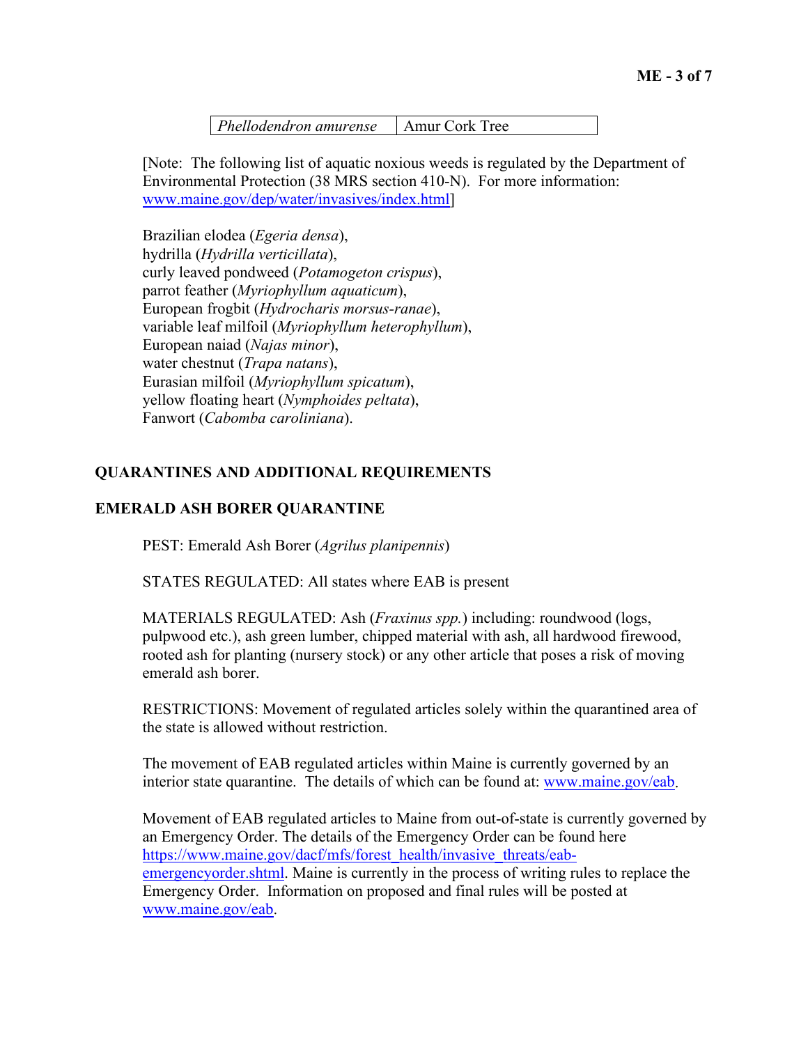| *Phellodendron amurense* | Amur Cork Tree |
|---|---|

[Note: The following list of aquatic noxious weeds is regulated by the Department of Environmental Protection (38 MRS section 410-N). For more information: www.maine.gov/dep/water/invasives/index.html]

Brazilian elodea (*Egeria densa*),
hydrilla (*Hydrilla verticillata*),
curly leaved pondweed (*Potamogeton crispus*),
parrot feather (*Myriophyllum aquaticum*),
European frogbit (*Hydrocharis morsus-ranae*),
variable leaf milfoil (*Myriophyllum heterophyllum*),
European naiad (*Najas minor*),
water chestnut (*Trapa natans*),
Eurasian milfoil (*Myriophyllum spicatum*),
yellow floating heart (*Nymphoides peltata*),
Fanwort (*Cabomba caroliniana*).

## QUARANTINES AND ADDITIONAL REQUIREMENTS

### EMERALD ASH BORER QUARANTINE

PEST: Emerald Ash Borer (*Agrilus planipennis*)

STATES REGULATED: All states where EAB is present

MATERIALS REGULATED: Ash (*Fraxinus spp.*) including: roundwood (logs, pulpwood etc.), ash green lumber, chipped material with ash, all hardwood firewood, rooted ash for planting (nursery stock) or any other article that poses a risk of moving emerald ash borer.

RESTRICTIONS: Movement of regulated articles solely within the quarantined area of the state is allowed without restriction.

The movement of EAB regulated articles within Maine is currently governed by an interior state quarantine. The details of which can be found at: www.maine.gov/eab.

Movement of EAB regulated articles to Maine from out-of-state is currently governed by an Emergency Order. The details of the Emergency Order can be found here https://www.maine.gov/dacf/mfs/forest_health/invasive_threats/eab-emergencyorder.shtml. Maine is currently in the process of writing rules to replace the Emergency Order. Information on proposed and final rules will be posted at www.maine.gov/eab.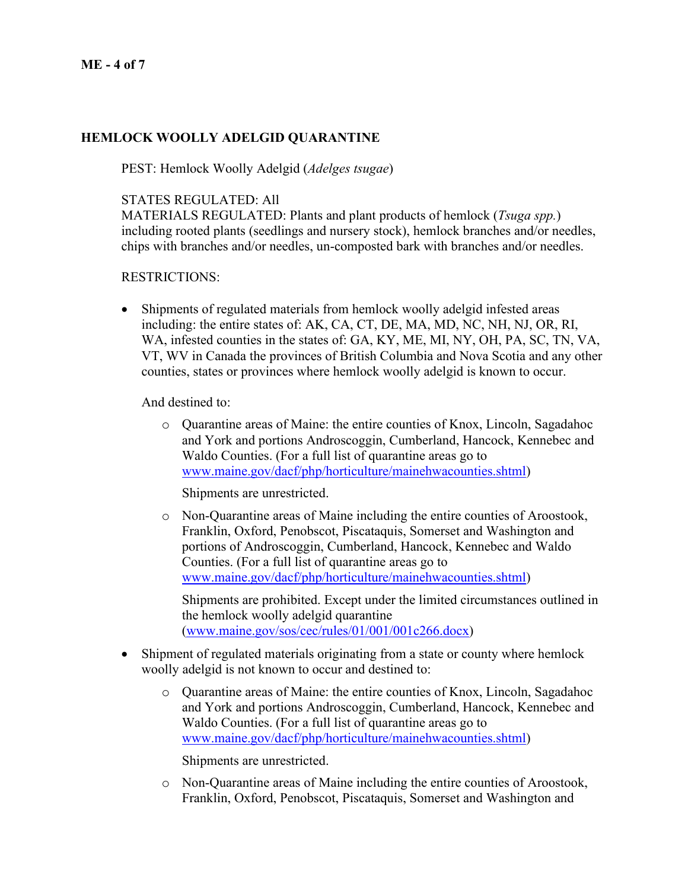## HEMLOCK WOOLLY ADELGID QUARANTINE

PEST: Hemlock Woolly Adelgid (*Adelges tsugae*)

STATES REGULATED: All
MATERIALS REGULATED: Plants and plant products of hemlock (*Tsuga spp.*) including rooted plants (seedlings and nursery stock), hemlock branches and/or needles, chips with branches and/or needles, un-composted bark with branches and/or needles.

RESTRICTIONS:

- Shipments of regulated materials from hemlock woolly adelgid infested areas including: the entire states of: AK, CA, CT, DE, MA, MD, NC, NH, NJ, OR, RI, WA, infested counties in the states of: GA, KY, ME, MI, NY, OH, PA, SC, TN, VA, VT, WV in Canada the provinces of British Columbia and Nova Scotia and any other counties, states or provinces where hemlock woolly adelgid is known to occur.

  And destined to:

  - Quarantine areas of Maine: the entire counties of Knox, Lincoln, Sagadahoc and York and portions Androscoggin, Cumberland, Hancock, Kennebec and Waldo Counties. (For a full list of quarantine areas go to www.maine.gov/dacf/php/horticulture/mainehwacounties.shtml)

    Shipments are unrestricted.

  - Non-Quarantine areas of Maine including the entire counties of Aroostook, Franklin, Oxford, Penobscot, Piscataquis, Somerset and Washington and portions of Androscoggin, Cumberland, Hancock, Kennebec and Waldo Counties. (For a full list of quarantine areas go to www.maine.gov/dacf/php/horticulture/mainehwacounties.shtml)

    Shipments are prohibited. Except under the limited circumstances outlined in the hemlock woolly adelgid quarantine (www.maine.gov/sos/cec/rules/01/001/001c266.docx)

- Shipment of regulated materials originating from a state or county where hemlock woolly adelgid is not known to occur and destined to:

  - Quarantine areas of Maine: the entire counties of Knox, Lincoln, Sagadahoc and York and portions Androscoggin, Cumberland, Hancock, Kennebec and Waldo Counties. (For a full list of quarantine areas go to www.maine.gov/dacf/php/horticulture/mainehwacounties.shtml)

    Shipments are unrestricted.

  - Non-Quarantine areas of Maine including the entire counties of Aroostook, Franklin, Oxford, Penobscot, Piscataquis, Somerset and Washington and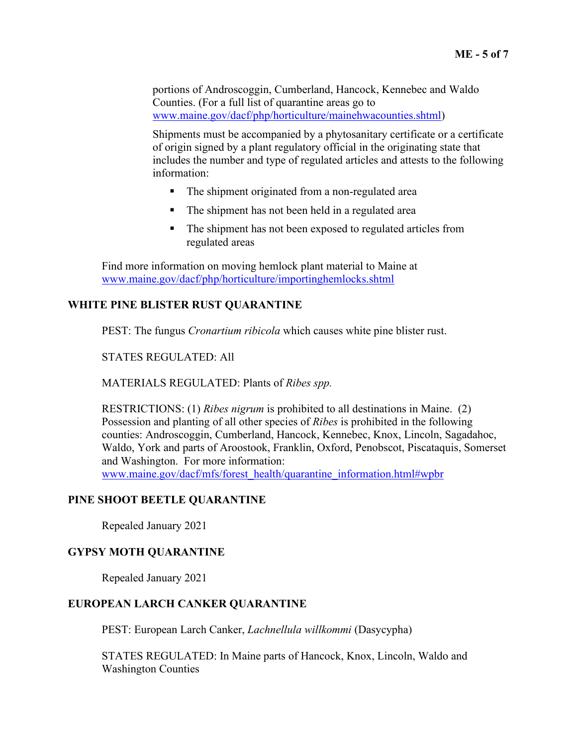portions of Androscoggin, Cumberland, Hancock, Kennebec and Waldo Counties. (For a full list of quarantine areas go to www.maine.gov/dacf/php/horticulture/mainehwacounties.shtml)

Shipments must be accompanied by a phytosanitary certificate or a certificate of origin signed by a plant regulatory official in the originating state that includes the number and type of regulated articles and attests to the following information:

- The shipment originated from a non-regulated area
- The shipment has not been held in a regulated area
- The shipment has not been exposed to regulated articles from regulated areas

Find more information on moving hemlock plant material to Maine at www.maine.gov/dacf/php/horticulture/importinghemlocks.shtml

## WHITE PINE BLISTER RUST QUARANTINE

PEST: The fungus *Cronartium ribicola* which causes white pine blister rust.

STATES REGULATED: All

MATERIALS REGULATED: Plants of *Ribes spp.*

RESTRICTIONS: (1) *Ribes nigrum* is prohibited to all destinations in Maine. (2) Possession and planting of all other species of *Ribes* is prohibited in the following counties: Androscoggin, Cumberland, Hancock, Kennebec, Knox, Lincoln, Sagadahoc, Waldo, York and parts of Aroostook, Franklin, Oxford, Penobscot, Piscataquis, Somerset and Washington. For more information: www.maine.gov/dacf/mfs/forest_health/quarantine_information.html#wpbr

## PINE SHOOT BEETLE QUARANTINE

Repealed January 2021

## GYPSY MOTH QUARANTINE

Repealed January 2021

## EUROPEAN LARCH CANKER QUARANTINE

PEST: European Larch Canker, *Lachnellula willkommi* (Dasycypha)

STATES REGULATED: In Maine parts of Hancock, Knox, Lincoln, Waldo and Washington Counties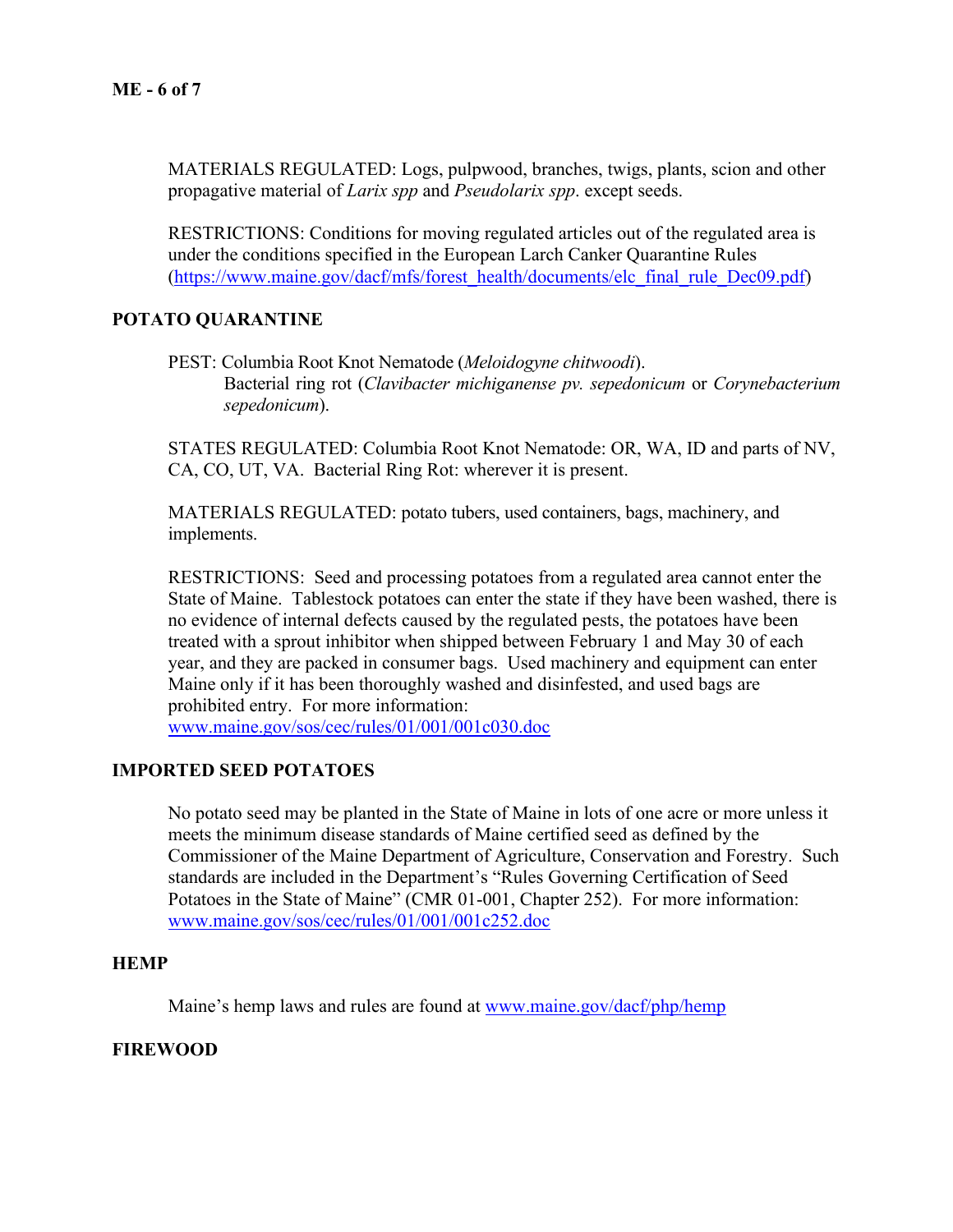MATERIALS REGULATED: Logs, pulpwood, branches, twigs, plants, scion and other propagative material of *Larix spp* and *Pseudolarix spp*. except seeds.

RESTRICTIONS: Conditions for moving regulated articles out of the regulated area is under the conditions specified in the European Larch Canker Quarantine Rules (https://www.maine.gov/dacf/mfs/forest_health/documents/elc_final_rule_Dec09.pdf)

## POTATO QUARANTINE

PEST: Columbia Root Knot Nematode (*Meloidogyne chitwoodi*).
Bacterial ring rot (*Clavibacter michiganense pv. sepedonicum* or *Corynebacterium sepedonicum*).

STATES REGULATED: Columbia Root Knot Nematode: OR, WA, ID and parts of NV, CA, CO, UT, VA. Bacterial Ring Rot: wherever it is present.

MATERIALS REGULATED: potato tubers, used containers, bags, machinery, and implements.

RESTRICTIONS: Seed and processing potatoes from a regulated area cannot enter the State of Maine. Tablestock potatoes can enter the state if they have been washed, there is no evidence of internal defects caused by the regulated pests, the potatoes have been treated with a sprout inhibitor when shipped between February 1 and May 30 of each year, and they are packed in consumer bags. Used machinery and equipment can enter Maine only if it has been thoroughly washed and disinfested, and used bags are prohibited entry. For more information: www.maine.gov/sos/cec/rules/01/001/001c030.doc

## IMPORTED SEED POTATOES

No potato seed may be planted in the State of Maine in lots of one acre or more unless it meets the minimum disease standards of Maine certified seed as defined by the Commissioner of the Maine Department of Agriculture, Conservation and Forestry. Such standards are included in the Department's "Rules Governing Certification of Seed Potatoes in the State of Maine" (CMR 01-001, Chapter 252). For more information: www.maine.gov/sos/cec/rules/01/001/001c252.doc

## HEMP

Maine's hemp laws and rules are found at www.maine.gov/dacf/php/hemp

## FIREWOOD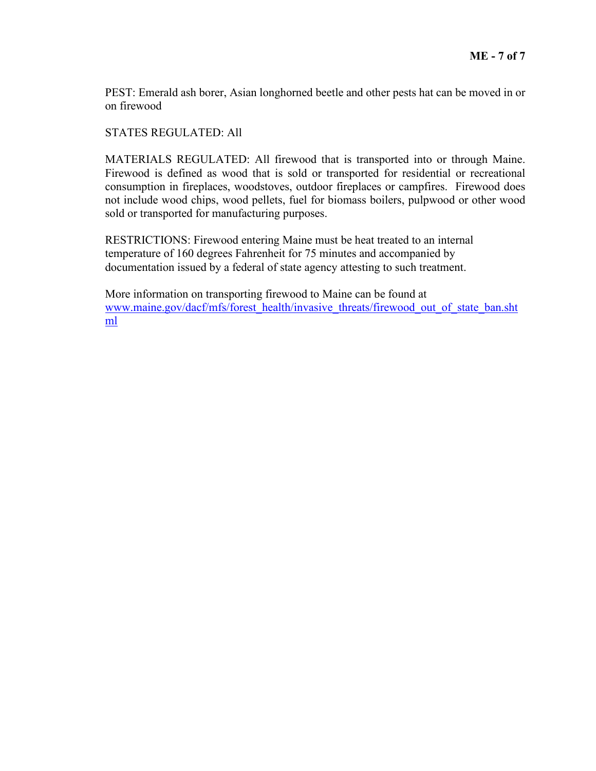PEST: Emerald ash borer, Asian longhorned beetle and other pests hat can be moved in or on firewood

STATES REGULATED: All

MATERIALS REGULATED: All firewood that is transported into or through Maine. Firewood is defined as wood that is sold or transported for residential or recreational consumption in fireplaces, woodstoves, outdoor fireplaces or campfires. Firewood does not include wood chips, wood pellets, fuel for biomass boilers, pulpwood or other wood sold or transported for manufacturing purposes.

RESTRICTIONS: Firewood entering Maine must be heat treated to an internal temperature of 160 degrees Fahrenheit for 75 minutes and accompanied by documentation issued by a federal of state agency attesting to such treatment.

More information on transporting firewood to Maine can be found at [www.maine.gov/dacf/mfs/forest_health/invasive_threats/firewood_out_of_state_ban.shtml](www.maine.gov/dacf/mfs/forest_health/invasive_threats/firewood_out_of_state_ban.shtml)